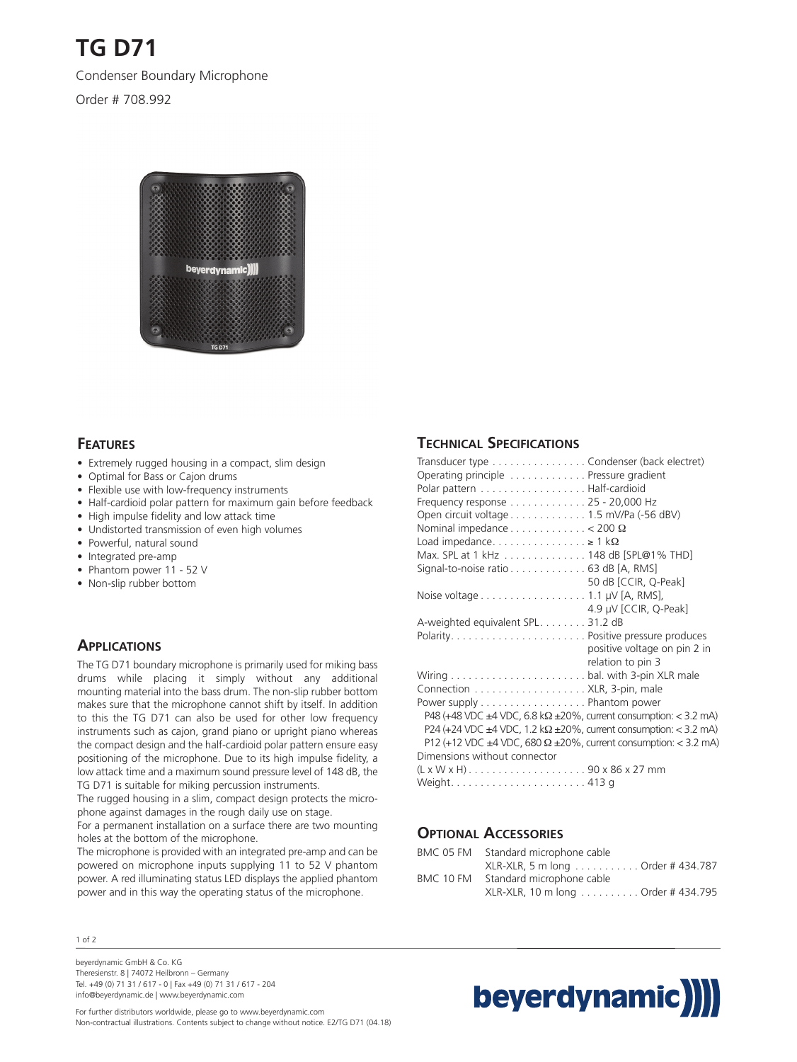# TG D71

Condenser Boundary Microphone

Order # 708.992

## Features

- Extremely rugged housing in a compact, slim design
- Optimal for Bass or Cajon drums
- Flexible use with low-frequency instruments
- Half-cardioid polar pattern for maximum gain before feedback
- High impulse fidelity and low attack time
- Undistorted transmission of even high volumes
- Powerful, natural sound
- Integrated pre-amp
- Phantom power 11 - 52 V
- Non-slip rubber bottom

## Applications

The TG D71 boundary microphone is primarily used for miking bass drums while placing it simply without any additional mounting material into the bass drum. The non-slip rubber bottom makes sure that the microphone cannot shift by itself. In addition to this the TG D71 can also be used for other low frequency instruments such as cajon, grand piano or upright piano whereas the compact design and the half-cardioid polar pattern ensure easy positioning of the microphone. Due to its high impulse fidelity, a low attack time and a maximum sound pressure level of 148 dB, the TG D71 is suitable for miking percussion instruments.

The rugged housing in a slim, compact design protects the microphone against damages in the rough daily use on stage.

For a permanent installation on a surface there are two mounting holes at the bottom of the microphone.

The microphone is provided with an integrated pre-amp and can be powered on microphone inputs supplying 11 to 52 V phantom power. A red illuminating status LED displays the applied phantom power and in this way the operating status of the microphone.

## Technical Specifications

| | |
|---|---|
| Transducer type | Condenser (back electret) |
| Operating principle | Pressure gradient |
| Polar pattern | Half-cardioid |
| Frequency response | 25 - 20,000 Hz |
| Open circuit voltage | 1.5 mV/Pa (-56 dBV) |
| Nominal impedance | < 200 Ω |
| Load impedance | ≥ 1 kΩ |
| Max. SPL at 1 kHz | 148 dB [SPL@1% THD] |
| Signal-to-noise ratio | 63 dB [A, RMS]<br>50 dB [CCIR, Q-Peak] |
| Noise voltage | 1.1 µV [A, RMS],<br>4.9 µV [CCIR, Q-Peak] |
| A-weighted equivalent SPL | 31.2 dB |
| Polarity | Positive pressure produces positive voltage on pin 2 in relation to pin 3 |
| Wiring | bal. with 3-pin XLR male |
| Connection | XLR, 3-pin, male |
| Power supply | Phantom power |

P48 (+48 VDC ±4 VDC, 6.8 kΩ ±20%, current consumption: < 3.2 mA)
P24 (+24 VDC ±4 VDC, 1.2 kΩ ±20%, current consumption: < 3.2 mA)
P12 (+12 VDC ±4 VDC, 680 Ω ±20%, current consumption: < 3.2 mA)

| | |
|---|---|
| Dimensions without connector (L x W x H) | 90 x 86 x 27 mm |
| Weight | 413 g |

## Optional Accessories

| | | |
|---|---|---|
| BMC 05 FM | Standard microphone cable XLR-XLR, 5 m long | Order # 434.787 |
| BMC 10 FM | Standard microphone cable XLR-XLR, 10 m long | Order # 434.795 |

beyerdynamic GmbH & Co. KG
Theresienstr. 8 | 74072 Heilbronn – Germany
Tel. +49 (0) 71 31 / 617 - 0 | Fax +49 (0) 71 31 / 617 - 204
info@beyerdynamic.de | www.beyerdynamic.com

For further distributors worldwide, please go to www.beyerdynamic.com
Non-contractual illustrations. Contents subject to change without notice. E2/TG D71 (04.18)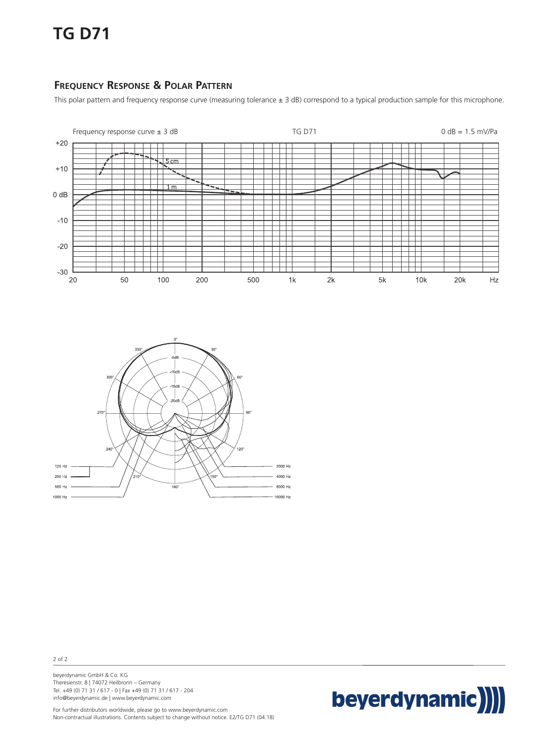# TG D71

## Frequency Response & Polar Pattern

This polar pattern and frequency response curve (measuring tolerance ± 3 dB) correspond to a typical production sample for this microphone.

Frequency response curve ± 3 dB

TG D71

0 dB = 1.5 mV/Pa

+20
+10
0 dB
-10
-20
-30

20 50 100 200 500 1k 2k 5k 10k 20k Hz

5 cm

1 m

0°
30°
60°
90°
120°
150°
180°
210°
240°
270°
300°
330°

-5dB
-10dB
-15dB
-20dB

125 Hz
250 Hz
500 Hz
1000 Hz

2000 Hz
4000 Hz
8000 Hz
16000 Hz

beyerdynamic GmbH & Co. KG
Theresienstr. 8 | 74072 Heilbronn – Germany
Tel. +49 (0) 71 31 / 617 - 0 | Fax +49 (0) 71 31 / 617 - 204
info@beyerdynamic.de | www.beyerdynamic.com

For further distributors worldwide, please go to www.beyerdynamic.com
Non-contractual illustrations. Contents subject to change without notice. E2/TG D71 (04.18)

beyerdynamic